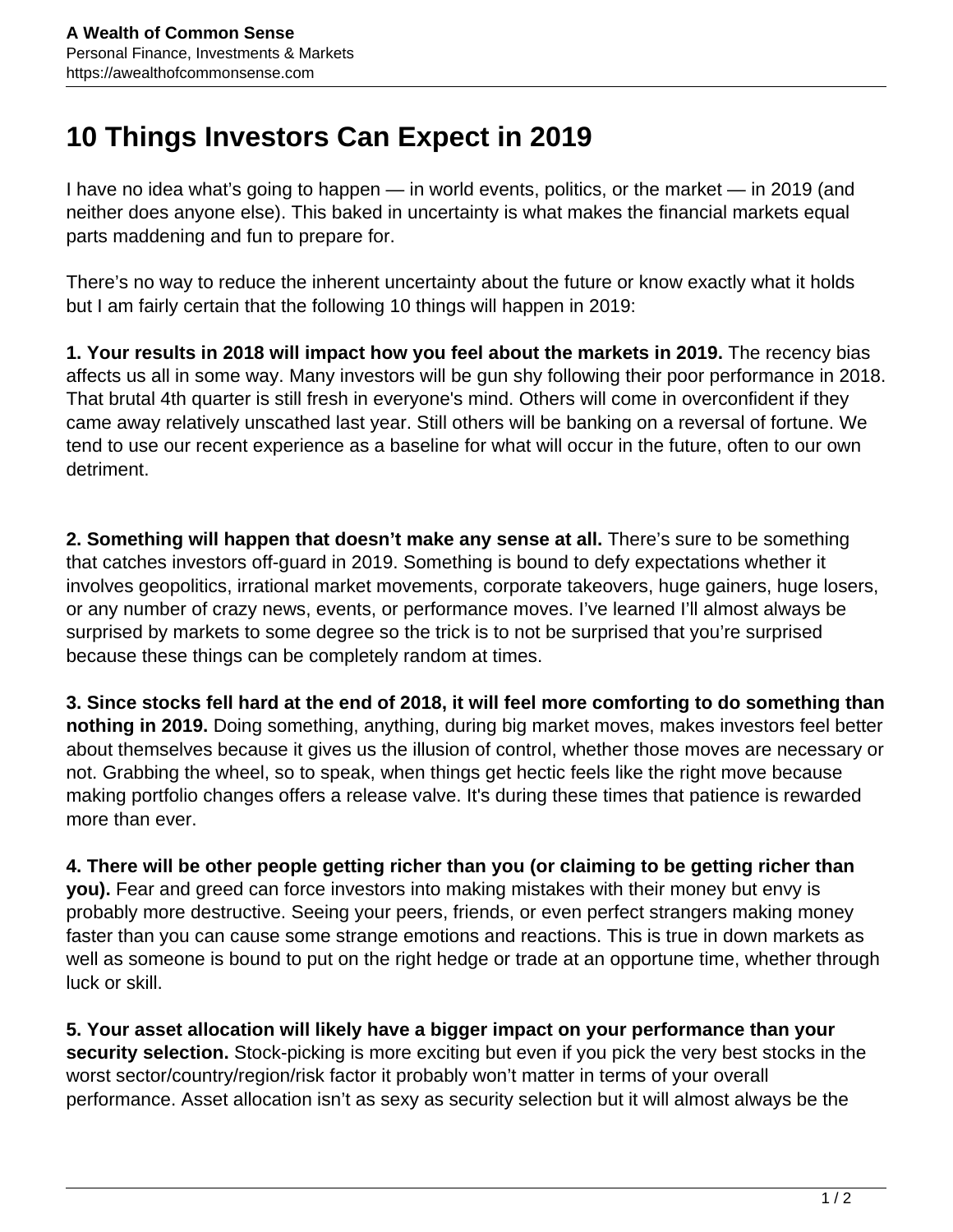# 10 Things Investors Can Expect in 2019

I have no idea what's going to happen — in world events, politics, or the market — in 2019 (and neither does anyone else). This baked in uncertainty is what makes the financial markets equal parts maddening and fun to prepare for.

There's no way to reduce the inherent uncertainty about the future or know exactly what it holds but I am fairly certain that the following 10 things will happen in 2019:

**1. Your results in 2018 will impact how you feel about the markets in 2019.** The recency bias affects us all in some way. Many investors will be gun shy following their poor performance in 2018. That brutal 4th quarter is still fresh in everyone's mind. Others will come in overconfident if they came away relatively unscathed last year. Still others will be banking on a reversal of fortune. We tend to use our recent experience as a baseline for what will occur in the future, often to our own detriment.

**2. Something will happen that doesn't make any sense at all.** There's sure to be something that catches investors off-guard in 2019. Something is bound to defy expectations whether it involves geopolitics, irrational market movements, corporate takeovers, huge gainers, huge losers, or any number of crazy news, events, or performance moves. I've learned I'll almost always be surprised by markets to some degree so the trick is to not be surprised that you're surprised because these things can be completely random at times.

**3. Since stocks fell hard at the end of 2018, it will feel more comforting to do something than nothing in 2019.** Doing something, anything, during big market moves, makes investors feel better about themselves because it gives us the illusion of control, whether those moves are necessary or not. Grabbing the wheel, so to speak, when things get hectic feels like the right move because making portfolio changes offers a release valve. It's during these times that patience is rewarded more than ever.

**4. There will be other people getting richer than you (or claiming to be getting richer than you).** Fear and greed can force investors into making mistakes with their money but envy is probably more destructive. Seeing your peers, friends, or even perfect strangers making money faster than you can cause some strange emotions and reactions. This is true in down markets as well as someone is bound to put on the right hedge or trade at an opportune time, whether through luck or skill.

**5. Your asset allocation will likely have a bigger impact on your performance than your security selection.** Stock-picking is more exciting but even if you pick the very best stocks in the worst sector/country/region/risk factor it probably won't matter in terms of your overall performance. Asset allocation isn't as sexy as security selection but it will almost always be the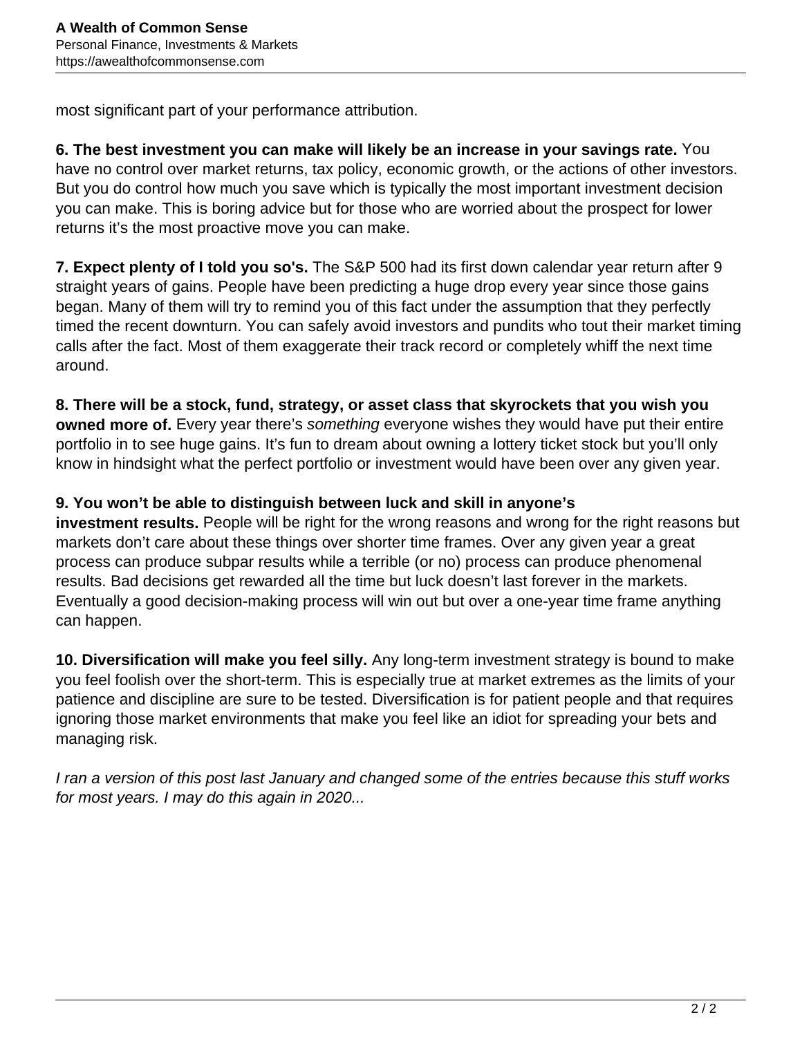most significant part of your performance attribution.

**6. The best investment you can make will likely be an increase in your savings rate.** You have no control over market returns, tax policy, economic growth, or the actions of other investors. But you do control how much you save which is typically the most important investment decision you can make. This is boring advice but for those who are worried about the prospect for lower returns it's the most proactive move you can make.

**7. Expect plenty of I told you so's.** The S&P 500 had its first down calendar year return after 9 straight years of gains. People have been predicting a huge drop every year since those gains began. Many of them will try to remind you of this fact under the assumption that they perfectly timed the recent downturn. You can safely avoid investors and pundits who tout their market timing calls after the fact. Most of them exaggerate their track record or completely whiff the next time around.

**8. There will be a stock, fund, strategy, or asset class that skyrockets that you wish you owned more of.** Every year there's *something* everyone wishes they would have put their entire portfolio in to see huge gains. It's fun to dream about owning a lottery ticket stock but you'll only know in hindsight what the perfect portfolio or investment would have been over any given year.

**9. You won't be able to distinguish between luck and skill in anyone's investment results.** People will be right for the wrong reasons and wrong for the right reasons but markets don't care about these things over shorter time frames. Over any given year a great process can produce subpar results while a terrible (or no) process can produce phenomenal results. Bad decisions get rewarded all the time but luck doesn't last forever in the markets. Eventually a good decision-making process will win out but over a one-year time frame anything can happen.

**10. Diversification will make you feel silly.** Any long-term investment strategy is bound to make you feel foolish over the short-term. This is especially true at market extremes as the limits of your patience and discipline are sure to be tested. Diversification is for patient people and that requires ignoring those market environments that make you feel like an idiot for spreading your bets and managing risk.

*I ran a version of this post last January and changed some of the entries because this stuff works for most years. I may do this again in 2020...*